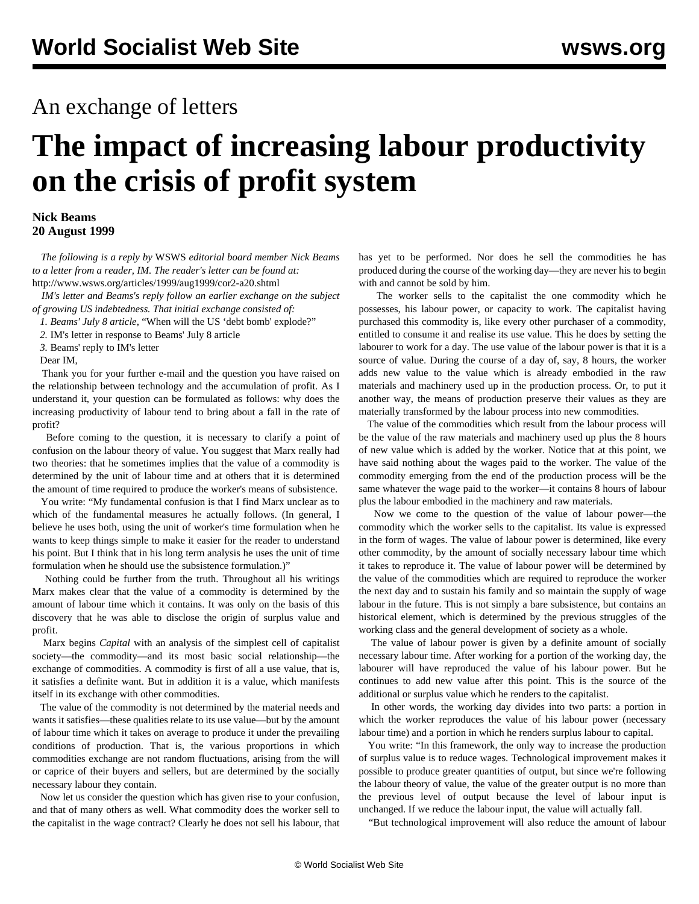# An exchange of letters

# The impact of increasing labour productivity on the crisis of profit system

**Nick Beams**
**20 August 1999**

*The following is a reply by* WSWS *editorial board member Nick Beams to a letter from a reader, IM. The reader's letter can be found at:* http://www.wsws.org/articles/1999/aug1999/cor2-a20.shtml

*IM's letter and Beams's reply follow an earlier exchange on the subject of growing US indebtedness. That initial exchange consisted of:*

*1. Beams' July 8 article,* "When will the US 'debt bomb' explode?"

*2.* IM's letter in response to Beams' July 8 article

*3.* Beams' reply to IM's letter

Dear IM,

Thank you for your further e-mail and the question you have raised on the relationship between technology and the accumulation of profit. As I understand it, your question can be formulated as follows: why does the increasing productivity of labour tend to bring about a fall in the rate of profit?

Before coming to the question, it is necessary to clarify a point of confusion on the labour theory of value. You suggest that Marx really had two theories: that he sometimes implies that the value of a commodity is determined by the unit of labour time and at others that it is determined the amount of time required to produce the worker's means of subsistence.

You write: "My fundamental confusion is that I find Marx unclear as to which of the fundamental measures he actually follows. (In general, I believe he uses both, using the unit of worker's time formulation when he wants to keep things simple to make it easier for the reader to understand his point. But I think that in his long term analysis he uses the unit of time formulation when he should use the subsistence formulation.)"

Nothing could be further from the truth. Throughout all his writings Marx makes clear that the value of a commodity is determined by the amount of labour time which it contains. It was only on the basis of this discovery that he was able to disclose the origin of surplus value and profit.

Marx begins *Capital* with an analysis of the simplest cell of capitalist society—the commodity—and its most basic social relationship—the exchange of commodities. A commodity is first of all a use value, that is, it satisfies a definite want. But in addition it is a value, which manifests itself in its exchange with other commodities.

The value of the commodity is not determined by the material needs and wants it satisfies—these qualities relate to its use value—but by the amount of labour time which it takes on average to produce it under the prevailing conditions of production. That is, the various proportions in which commodities exchange are not random fluctuations, arising from the will or caprice of their buyers and sellers, but are determined by the socially necessary labour they contain.

Now let us consider the question which has given rise to your confusion, and that of many others as well. What commodity does the worker sell to the capitalist in the wage contract? Clearly he does not sell his labour, that has yet to be performed. Nor does he sell the commodities he has produced during the course of the working day—they are never his to begin with and cannot be sold by him.

The worker sells to the capitalist the one commodity which he possesses, his labour power, or capacity to work. The capitalist having purchased this commodity is, like every other purchaser of a commodity, entitled to consume it and realise its use value. This he does by setting the labourer to work for a day. The use value of the labour power is that it is a source of value. During the course of a day of, say, 8 hours, the worker adds new value to the value which is already embodied in the raw materials and machinery used up in the production process. Or, to put it another way, the means of production preserve their values as they are materially transformed by the labour process into new commodities.

The value of the commodities which result from the labour process will be the value of the raw materials and machinery used up plus the 8 hours of new value which is added by the worker. Notice that at this point, we have said nothing about the wages paid to the worker. The value of the commodity emerging from the end of the production process will be the same whatever the wage paid to the worker—it contains 8 hours of labour plus the labour embodied in the machinery and raw materials.

Now we come to the question of the value of labour power—the commodity which the worker sells to the capitalist. Its value is expressed in the form of wages. The value of labour power is determined, like every other commodity, by the amount of socially necessary labour time which it takes to reproduce it. The value of labour power will be determined by the value of the commodities which are required to reproduce the worker the next day and to sustain his family and so maintain the supply of wage labour in the future. This is not simply a bare subsistence, but contains an historical element, which is determined by the previous struggles of the working class and the general development of society as a whole.

The value of labour power is given by a definite amount of socially necessary labour time. After working for a portion of the working day, the labourer will have reproduced the value of his labour power. But he continues to add new value after this point. This is the source of the additional or surplus value which he renders to the capitalist.

In other words, the working day divides into two parts: a portion in which the worker reproduces the value of his labour power (necessary labour time) and a portion in which he renders surplus labour to capital.

You write: "In this framework, the only way to increase the production of surplus value is to reduce wages. Technological improvement makes it possible to produce greater quantities of output, but since we're following the labour theory of value, the value of the greater output is no more than the previous level of output because the level of labour input is unchanged. If we reduce the labour input, the value will actually fall.

"But technological improvement will also reduce the amount of labour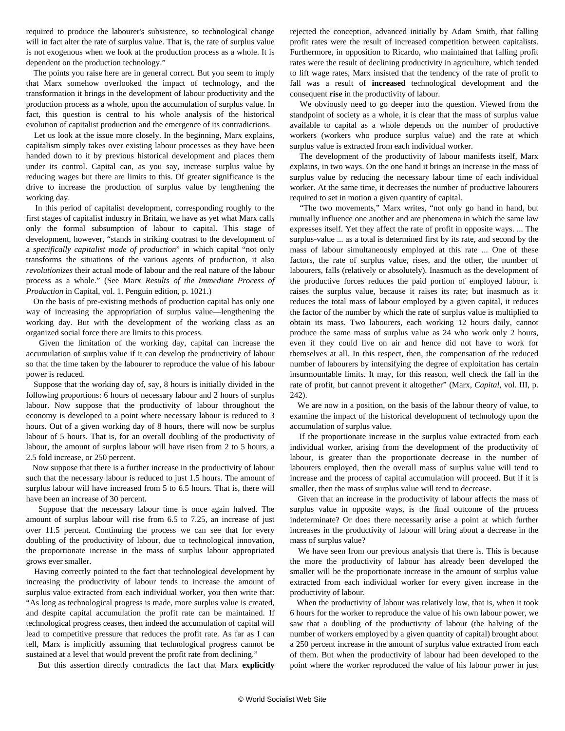required to produce the labourer's subsistence, so technological change will in fact alter the rate of surplus value. That is, the rate of surplus value is not exogenous when we look at the production process as a whole. It is dependent on the production technology."

The points you raise here are in general correct. But you seem to imply that Marx somehow overlooked the impact of technology, and the transformation it brings in the development of labour productivity and the production process as a whole, upon the accumulation of surplus value. In fact, this question is central to his whole analysis of the historical evolution of capitalist production and the emergence of its contradictions.

Let us look at the issue more closely. In the beginning, Marx explains, capitalism simply takes over existing labour processes as they have been handed down to it by previous historical development and places them under its control. Capital can, as you say, increase surplus value by reducing wages but there are limits to this. Of greater significance is the drive to increase the production of surplus value by lengthening the working day.

In this period of capitalist development, corresponding roughly to the first stages of capitalist industry in Britain, we have as yet what Marx calls only the formal subsumption of labour to capital. This stage of development, however, "stands in striking contrast to the development of a *specifically capitalist mode of production*" in which capital "not only transforms the situations of the various agents of production, it also *revolutionizes* their actual mode of labour and the real nature of the labour process as a whole." (See Marx *Results of the Immediate Process of Production* in Capital, vol. 1. Penguin edition, p. 1021.)

On the basis of pre-existing methods of production capital has only one way of increasing the appropriation of surplus value—lengthening the working day. But with the development of the working class as an organized social force there are limits to this process.

Given the limitation of the working day, capital can increase the accumulation of surplus value if it can develop the productivity of labour so that the time taken by the labourer to reproduce the value of his labour power is reduced.

Suppose that the working day of, say, 8 hours is initially divided in the following proportions: 6 hours of necessary labour and 2 hours of surplus labour. Now suppose that the productivity of labour throughout the economy is developed to a point where necessary labour is reduced to 3 hours. Out of a given working day of 8 hours, there will now be surplus labour of 5 hours. That is, for an overall doubling of the productivity of labour, the amount of surplus labour will have risen from 2 to 5 hours, a 2.5 fold increase, or 250 percent.

Now suppose that there is a further increase in the productivity of labour such that the necessary labour is reduced to just 1.5 hours. The amount of surplus labour will have increased from 5 to 6.5 hours. That is, there will have been an increase of 30 percent.

Suppose that the necessary labour time is once again halved. The amount of surplus labour will rise from 6.5 to 7.25, an increase of just over 11.5 percent. Continuing the process we can see that for every doubling of the productivity of labour, due to technological innovation, the proportionate increase in the mass of surplus labour appropriated grows ever smaller.

Having correctly pointed to the fact that technological development by increasing the productivity of labour tends to increase the amount of surplus value extracted from each individual worker, you then write that: "As long as technological progress is made, more surplus value is created, and despite capital accumulation the profit rate can be maintained. If technological progress ceases, then indeed the accumulation of capital will lead to competitive pressure that reduces the profit rate. As far as I can tell, Marx is implicitly assuming that technological progress cannot be sustained at a level that would prevent the profit rate from declining."

But this assertion directly contradicts the fact that Marx **explicitly** rejected the conception, advanced initially by Adam Smith, that falling profit rates were the result of increased competition between capitalists. Furthermore, in opposition to Ricardo, who maintained that falling profit rates were the result of declining productivity in agriculture, which tended to lift wage rates, Marx insisted that the tendency of the rate of profit to fall was a result of **increased** technological development and the consequent **rise** in the productivity of labour.

We obviously need to go deeper into the question. Viewed from the standpoint of society as a whole, it is clear that the mass of surplus value available to capital as a whole depends on the number of productive workers (workers who produce surplus value) and the rate at which surplus value is extracted from each individual worker.

The development of the productivity of labour manifests itself, Marx explains, in two ways. On the one hand it brings an increase in the mass of surplus value by reducing the necessary labour time of each individual worker. At the same time, it decreases the number of productive labourers required to set in motion a given quantity of capital.

"The two movements," Marx writes, "not only go hand in hand, but mutually influence one another and are phenomena in which the same law expresses itself. Yet they affect the rate of profit in opposite ways. ... The surplus-value ... as a total is determined first by its rate, and second by the mass of labour simultaneously employed at this rate ... One of these factors, the rate of surplus value, rises, and the other, the number of labourers, falls (relatively or absolutely). Inasmuch as the development of the productive forces reduces the paid portion of employed labour, it raises the surplus value, because it raises its rate; but inasmuch as it reduces the total mass of labour employed by a given capital, it reduces the factor of the number by which the rate of surplus value is multiplied to obtain its mass. Two labourers, each working 12 hours daily, cannot produce the same mass of surplus value as 24 who work only 2 hours, even if they could live on air and hence did not have to work for themselves at all. In this respect, then, the compensation of the reduced number of labourers by intensifying the degree of exploitation has certain insurmountable limits. It may, for this reason, well check the fall in the rate of profit, but cannot prevent it altogether" (Marx, *Capital*, vol. III, p. 242).

We are now in a position, on the basis of the labour theory of value, to examine the impact of the historical development of technology upon the accumulation of surplus value.

If the proportionate increase in the surplus value extracted from each individual worker, arising from the development of the productivity of labour, is greater than the proportionate decrease in the number of labourers employed, then the overall mass of surplus value will tend to increase and the process of capital accumulation will proceed. But if it is smaller, then the mass of surplus value will tend to decrease.

Given that an increase in the productivity of labour affects the mass of surplus value in opposite ways, is the final outcome of the process indeterminate? Or does there necessarily arise a point at which further increases in the productivity of labour will bring about a decrease in the mass of surplus value?

We have seen from our previous analysis that there is. This is because the more the productivity of labour has already been developed the smaller will be the proportionate increase in the amount of surplus value extracted from each individual worker for every given increase in the productivity of labour.

When the productivity of labour was relatively low, that is, when it took 6 hours for the worker to reproduce the value of his own labour power, we saw that a doubling of the productivity of labour (the halving of the number of workers employed by a given quantity of capital) brought about a 250 percent increase in the amount of surplus value extracted from each of them. But when the productivity of labour had been developed to the point where the worker reproduced the value of his labour power in just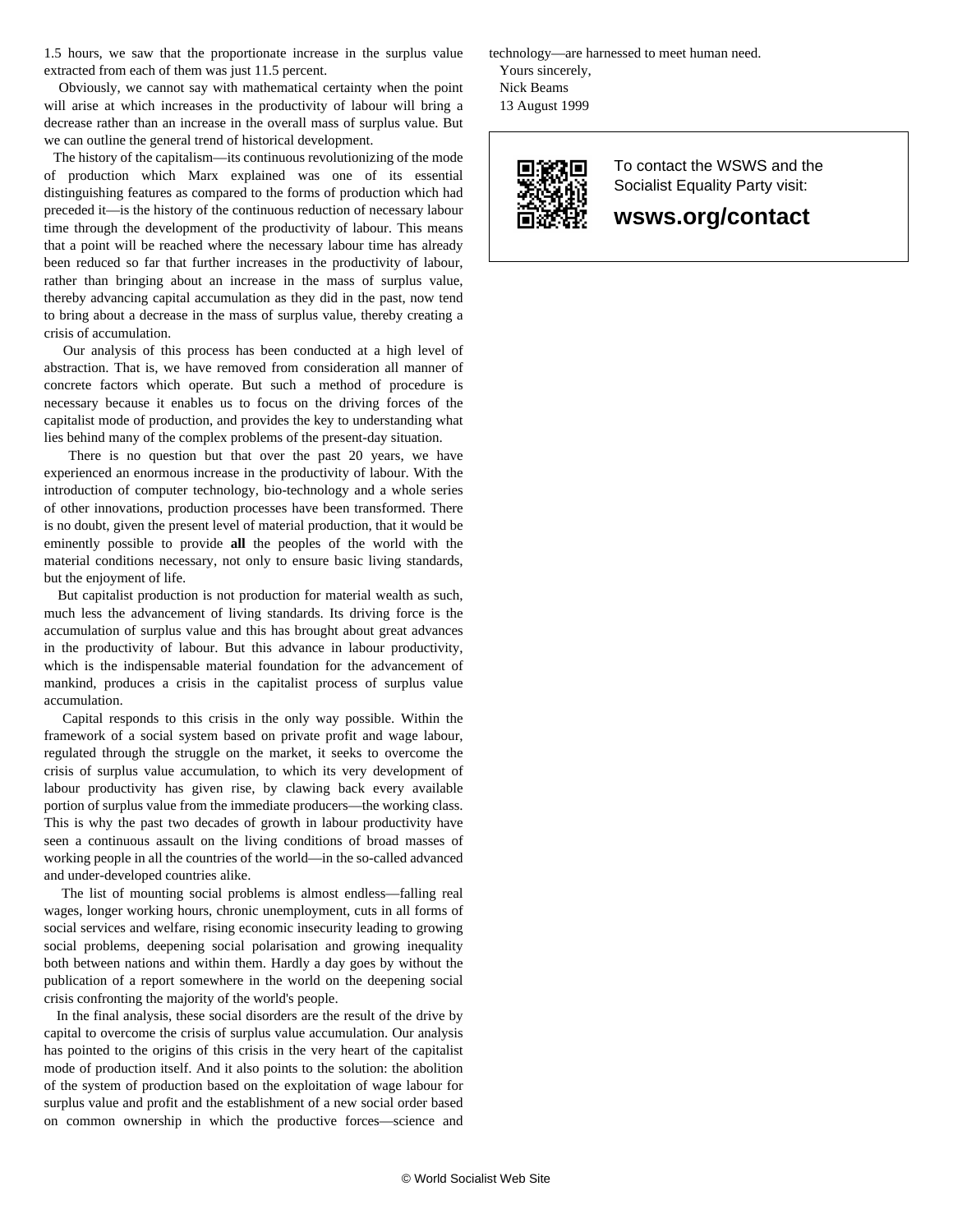1.5 hours, we saw that the proportionate increase in the surplus value extracted from each of them was just 11.5 percent.

Obviously, we cannot say with mathematical certainty when the point will arise at which increases in the productivity of labour will bring a decrease rather than an increase in the overall mass of surplus value. But we can outline the general trend of historical development.

The history of the capitalism—its continuous revolutionizing of the mode of production which Marx explained was one of its essential distinguishing features as compared to the forms of production which had preceded it—is the history of the continuous reduction of necessary labour time through the development of the productivity of labour. This means that a point will be reached where the necessary labour time has already been reduced so far that further increases in the productivity of labour, rather than bringing about an increase in the mass of surplus value, thereby advancing capital accumulation as they did in the past, now tend to bring about a decrease in the mass of surplus value, thereby creating a crisis of accumulation.

Our analysis of this process has been conducted at a high level of abstraction. That is, we have removed from consideration all manner of concrete factors which operate. But such a method of procedure is necessary because it enables us to focus on the driving forces of the capitalist mode of production, and provides the key to understanding what lies behind many of the complex problems of the present-day situation.

There is no question but that over the past 20 years, we have experienced an enormous increase in the productivity of labour. With the introduction of computer technology, bio-technology and a whole series of other innovations, production processes have been transformed. There is no doubt, given the present level of material production, that it would be eminently possible to provide **all** the peoples of the world with the material conditions necessary, not only to ensure basic living standards, but the enjoyment of life.

But capitalist production is not production for material wealth as such, much less the advancement of living standards. Its driving force is the accumulation of surplus value and this has brought about great advances in the productivity of labour. But this advance in labour productivity, which is the indispensable material foundation for the advancement of mankind, produces a crisis in the capitalist process of surplus value accumulation.

Capital responds to this crisis in the only way possible. Within the framework of a social system based on private profit and wage labour, regulated through the struggle on the market, it seeks to overcome the crisis of surplus value accumulation, to which its very development of labour productivity has given rise, by clawing back every available portion of surplus value from the immediate producers—the working class. This is why the past two decades of growth in labour productivity have seen a continuous assault on the living conditions of broad masses of working people in all the countries of the world—in the so-called advanced and under-developed countries alike.

The list of mounting social problems is almost endless—falling real wages, longer working hours, chronic unemployment, cuts in all forms of social services and welfare, rising economic insecurity leading to growing social problems, deepening social polarisation and growing inequality both between nations and within them. Hardly a day goes by without the publication of a report somewhere in the world on the deepening social crisis confronting the majority of the world's people.

In the final analysis, these social disorders are the result of the drive by capital to overcome the crisis of surplus value accumulation. Our analysis has pointed to the origins of this crisis in the very heart of the capitalist mode of production itself. And it also points to the solution: the abolition of the system of production based on the exploitation of wage labour for surplus value and profit and the establishment of a new social order based on common ownership in which the productive forces—science and technology—are harnessed to meet human need.

Yours sincerely,

Nick Beams

13 August 1999

To contact the WSWS and the Socialist Equality Party visit:

**wsws.org/contact**